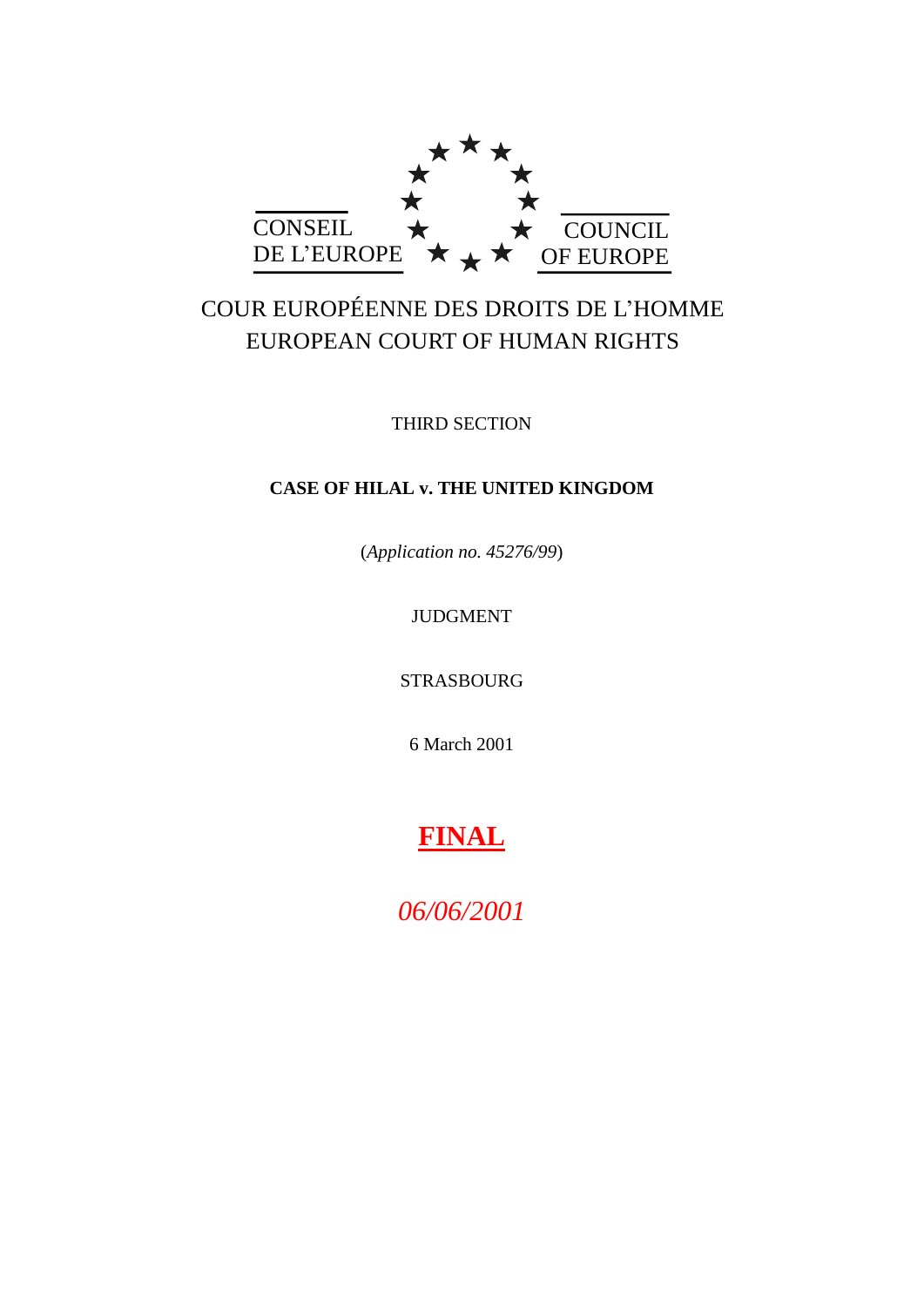CONSEIL DE L'EUROPE

COUNCIL OF EUROPE

COUR EUROPÉENNE DES DROITS DE L'HOMME
EUROPEAN COURT OF HUMAN RIGHTS

THIRD SECTION

**CASE OF HILAL v. THE UNITED KINGDOM**

(*Application no. 45276/99*)

JUDGMENT

STRASBOURG

6 March 2001

**FINAL**

*06/06/2001*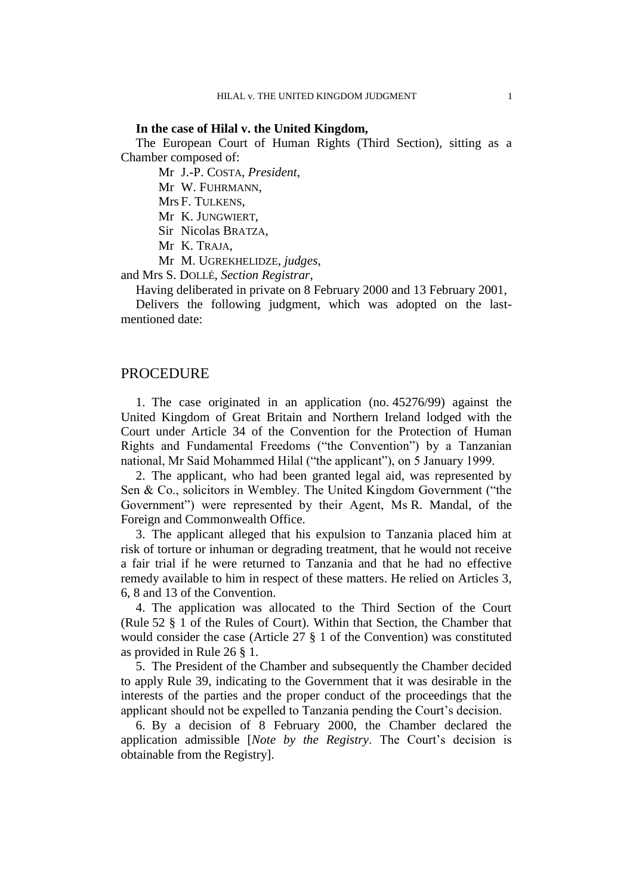**In the case of Hilal v. the United Kingdom,**

The European Court of Human Rights (Third Section), sitting as a Chamber composed of:

Mr J.-P. COSTA, *President*,
Mr W. FUHRMANN,
Mrs F. TULKENS,
Mr K. JUNGWIERT,
Sir Nicolas BRATZA,
Mr K. TRAJA,
Mr M. UGREKHELIDZE, *judges*,
and Mrs S. DOLLÉ, *Section Registrar*,

Having deliberated in private on 8 February 2000 and 13 February 2001,

Delivers the following judgment, which was adopted on the last-mentioned date:

## PROCEDURE

1. The case originated in an application (no. 45276/99) against the United Kingdom of Great Britain and Northern Ireland lodged with the Court under Article 34 of the Convention for the Protection of Human Rights and Fundamental Freedoms ("the Convention") by a Tanzanian national, Mr Said Mohammed Hilal ("the applicant"), on 5 January 1999.

2. The applicant, who had been granted legal aid, was represented by Sen & Co., solicitors in Wembley. The United Kingdom Government ("the Government") were represented by their Agent, Ms R. Mandal, of the Foreign and Commonwealth Office.

3. The applicant alleged that his expulsion to Tanzania placed him at risk of torture or inhuman or degrading treatment, that he would not receive a fair trial if he were returned to Tanzania and that he had no effective remedy available to him in respect of these matters. He relied on Articles 3, 6, 8 and 13 of the Convention.

4. The application was allocated to the Third Section of the Court (Rule 52 § 1 of the Rules of Court). Within that Section, the Chamber that would consider the case (Article 27 § 1 of the Convention) was constituted as provided in Rule 26 § 1.

5. The President of the Chamber and subsequently the Chamber decided to apply Rule 39, indicating to the Government that it was desirable in the interests of the parties and the proper conduct of the proceedings that the applicant should not be expelled to Tanzania pending the Court's decision.

6. By a decision of 8 February 2000, the Chamber declared the application admissible [*Note by the Registry*. The Court's decision is obtainable from the Registry].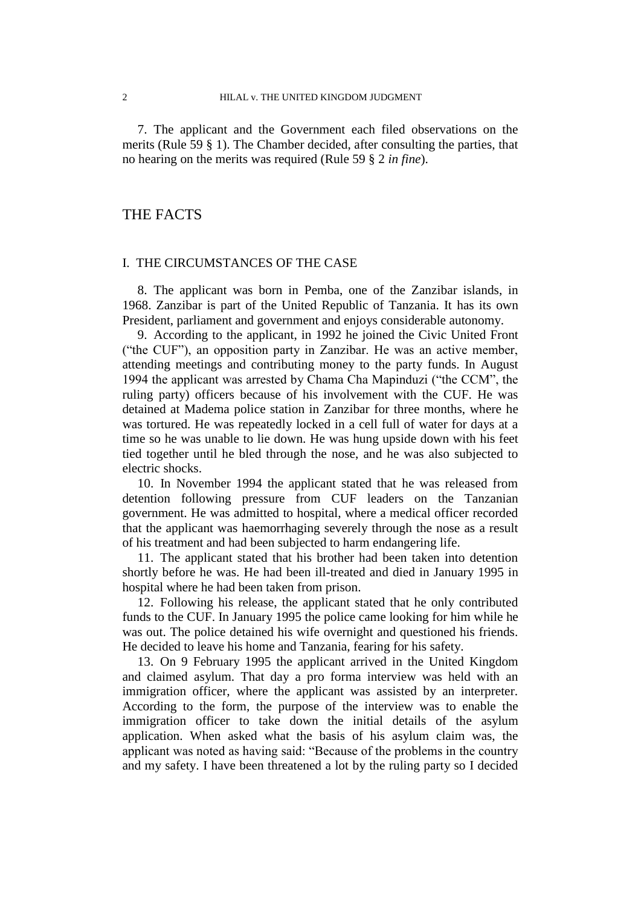7. The applicant and the Government each filed observations on the merits (Rule 59 § 1). The Chamber decided, after consulting the parties, that no hearing on the merits was required (Rule 59 § 2 *in fine*).

# THE FACTS

## I. THE CIRCUMSTANCES OF THE CASE

8. The applicant was born in Pemba, one of the Zanzibar islands, in 1968. Zanzibar is part of the United Republic of Tanzania. It has its own President, parliament and government and enjoys considerable autonomy.

9. According to the applicant, in 1992 he joined the Civic United Front ("the CUF"), an opposition party in Zanzibar. He was an active member, attending meetings and contributing money to the party funds. In August 1994 the applicant was arrested by Chama Cha Mapinduzi ("the CCM", the ruling party) officers because of his involvement with the CUF. He was detained at Madema police station in Zanzibar for three months, where he was tortured. He was repeatedly locked in a cell full of water for days at a time so he was unable to lie down. He was hung upside down with his feet tied together until he bled through the nose, and he was also subjected to electric shocks.

10. In November 1994 the applicant stated that he was released from detention following pressure from CUF leaders on the Tanzanian government. He was admitted to hospital, where a medical officer recorded that the applicant was haemorrhaging severely through the nose as a result of his treatment and had been subjected to harm endangering life.

11. The applicant stated that his brother had been taken into detention shortly before he was. He had been ill-treated and died in January 1995 in hospital where he had been taken from prison.

12. Following his release, the applicant stated that he only contributed funds to the CUF. In January 1995 the police came looking for him while he was out. The police detained his wife overnight and questioned his friends. He decided to leave his home and Tanzania, fearing for his safety.

13. On 9 February 1995 the applicant arrived in the United Kingdom and claimed asylum. That day a pro forma interview was held with an immigration officer, where the applicant was assisted by an interpreter. According to the form, the purpose of the interview was to enable the immigration officer to take down the initial details of the asylum application. When asked what the basis of his asylum claim was, the applicant was noted as having said: "Because of the problems in the country and my safety. I have been threatened a lot by the ruling party so I decided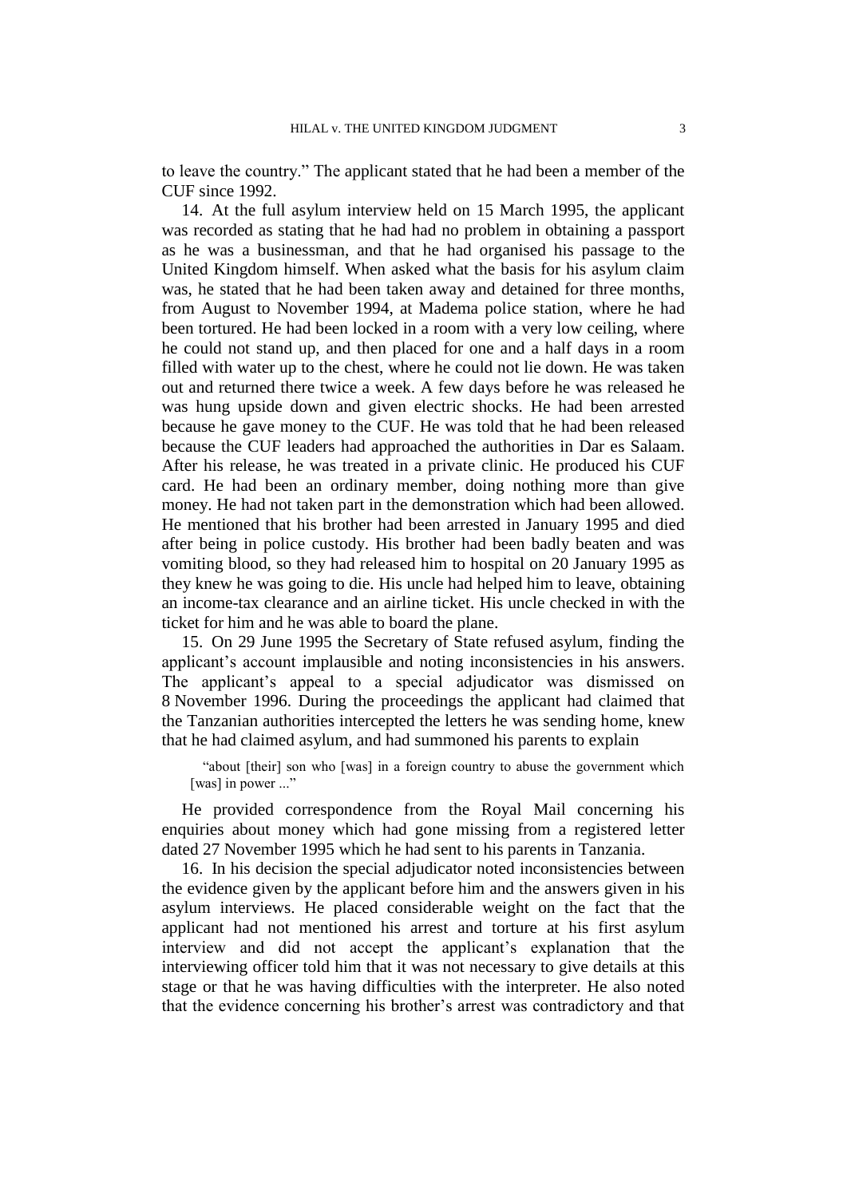to leave the country." The applicant stated that he had been a member of the CUF since 1992.

14. At the full asylum interview held on 15 March 1995, the applicant was recorded as stating that he had had no problem in obtaining a passport as he was a businessman, and that he had organised his passage to the United Kingdom himself. When asked what the basis for his asylum claim was, he stated that he had been taken away and detained for three months, from August to November 1994, at Madema police station, where he had been tortured. He had been locked in a room with a very low ceiling, where he could not stand up, and then placed for one and a half days in a room filled with water up to the chest, where he could not lie down. He was taken out and returned there twice a week. A few days before he was released he was hung upside down and given electric shocks. He had been arrested because he gave money to the CUF. He was told that he had been released because the CUF leaders had approached the authorities in Dar es Salaam. After his release, he was treated in a private clinic. He produced his CUF card. He had been an ordinary member, doing nothing more than give money. He had not taken part in the demonstration which had been allowed. He mentioned that his brother had been arrested in January 1995 and died after being in police custody. His brother had been badly beaten and was vomiting blood, so they had released him to hospital on 20 January 1995 as they knew he was going to die. His uncle had helped him to leave, obtaining an income-tax clearance and an airline ticket. His uncle checked in with the ticket for him and he was able to board the plane.

15. On 29 June 1995 the Secretary of State refused asylum, finding the applicant's account implausible and noting inconsistencies in his answers. The applicant's appeal to a special adjudicator was dismissed on 8 November 1996. During the proceedings the applicant had claimed that the Tanzanian authorities intercepted the letters he was sending home, knew that he had claimed asylum, and had summoned his parents to explain

> "about [their] son who [was] in a foreign country to abuse the government which [was] in power ..."

He provided correspondence from the Royal Mail concerning his enquiries about money which had gone missing from a registered letter dated 27 November 1995 which he had sent to his parents in Tanzania.

16. In his decision the special adjudicator noted inconsistencies between the evidence given by the applicant before him and the answers given in his asylum interviews. He placed considerable weight on the fact that the applicant had not mentioned his arrest and torture at his first asylum interview and did not accept the applicant's explanation that the interviewing officer told him that it was not necessary to give details at this stage or that he was having difficulties with the interpreter. He also noted that the evidence concerning his brother's arrest was contradictory and that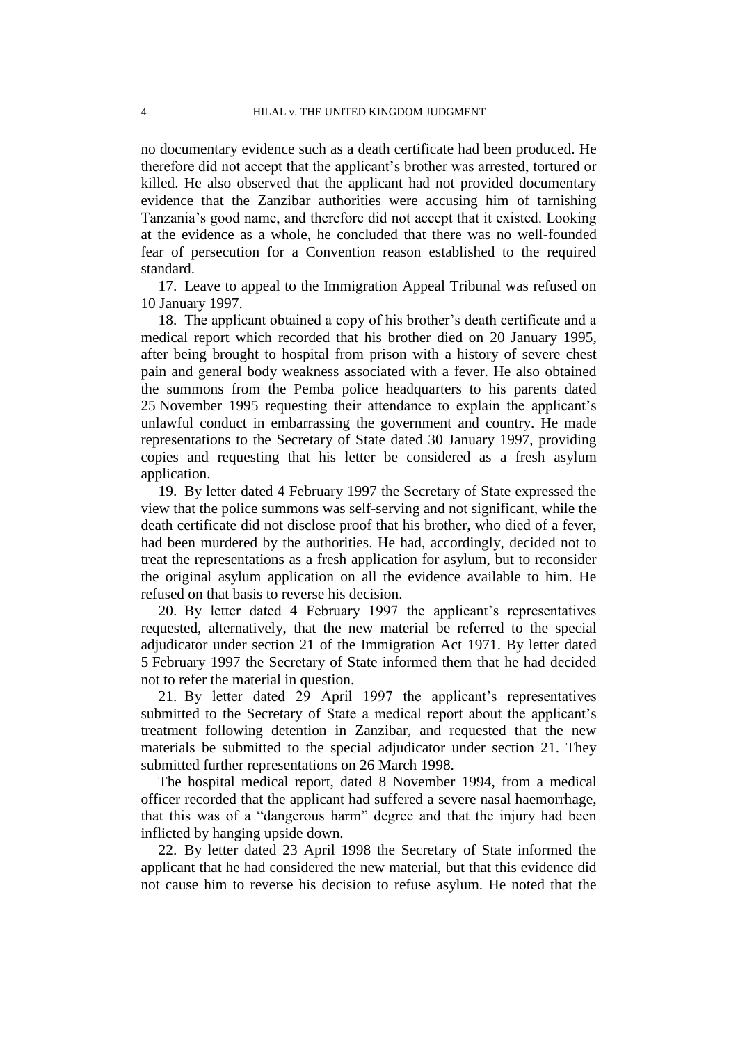no documentary evidence such as a death certificate had been produced. He therefore did not accept that the applicant's brother was arrested, tortured or killed. He also observed that the applicant had not provided documentary evidence that the Zanzibar authorities were accusing him of tarnishing Tanzania's good name, and therefore did not accept that it existed. Looking at the evidence as a whole, he concluded that there was no well-founded fear of persecution for a Convention reason established to the required standard.

17. Leave to appeal to the Immigration Appeal Tribunal was refused on 10 January 1997.

18. The applicant obtained a copy of his brother's death certificate and a medical report which recorded that his brother died on 20 January 1995, after being brought to hospital from prison with a history of severe chest pain and general body weakness associated with a fever. He also obtained the summons from the Pemba police headquarters to his parents dated 25 November 1995 requesting their attendance to explain the applicant's unlawful conduct in embarrassing the government and country. He made representations to the Secretary of State dated 30 January 1997, providing copies and requesting that his letter be considered as a fresh asylum application.

19. By letter dated 4 February 1997 the Secretary of State expressed the view that the police summons was self-serving and not significant, while the death certificate did not disclose proof that his brother, who died of a fever, had been murdered by the authorities. He had, accordingly, decided not to treat the representations as a fresh application for asylum, but to reconsider the original asylum application on all the evidence available to him. He refused on that basis to reverse his decision.

20. By letter dated 4 February 1997 the applicant's representatives requested, alternatively, that the new material be referred to the special adjudicator under section 21 of the Immigration Act 1971. By letter dated 5 February 1997 the Secretary of State informed them that he had decided not to refer the material in question.

21. By letter dated 29 April 1997 the applicant's representatives submitted to the Secretary of State a medical report about the applicant's treatment following detention in Zanzibar, and requested that the new materials be submitted to the special adjudicator under section 21. They submitted further representations on 26 March 1998.

The hospital medical report, dated 8 November 1994, from a medical officer recorded that the applicant had suffered a severe nasal haemorrhage, that this was of a "dangerous harm" degree and that the injury had been inflicted by hanging upside down.

22. By letter dated 23 April 1998 the Secretary of State informed the applicant that he had considered the new material, but that this evidence did not cause him to reverse his decision to refuse asylum. He noted that the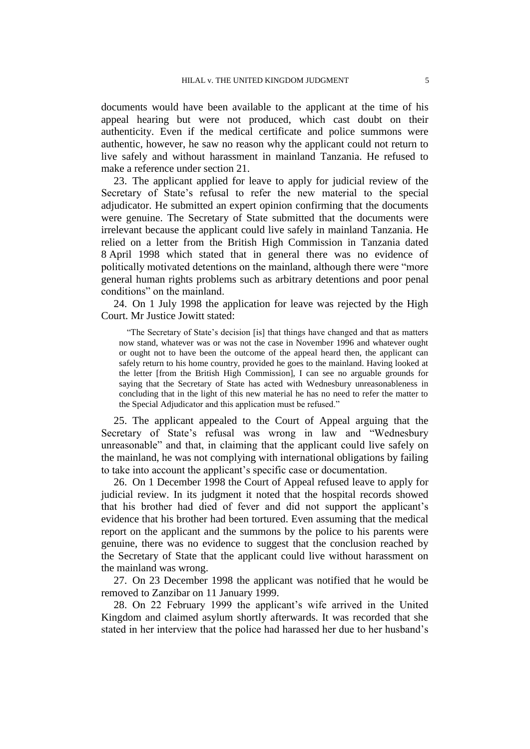documents would have been available to the applicant at the time of his appeal hearing but were not produced, which cast doubt on their authenticity. Even if the medical certificate and police summons were authentic, however, he saw no reason why the applicant could not return to live safely and without harassment in mainland Tanzania. He refused to make a reference under section 21.

23. The applicant applied for leave to apply for judicial review of the Secretary of State's refusal to refer the new material to the special adjudicator. He submitted an expert opinion confirming that the documents were genuine. The Secretary of State submitted that the documents were irrelevant because the applicant could live safely in mainland Tanzania. He relied on a letter from the British High Commission in Tanzania dated 8 April 1998 which stated that in general there was no evidence of politically motivated detentions on the mainland, although there were "more general human rights problems such as arbitrary detentions and poor penal conditions" on the mainland.

24. On 1 July 1998 the application for leave was rejected by the High Court. Mr Justice Jowitt stated:

> "The Secretary of State's decision [is] that things have changed and that as matters now stand, whatever was or was not the case in November 1996 and whatever ought or ought not to have been the outcome of the appeal heard then, the applicant can safely return to his home country, provided he goes to the mainland. Having looked at the letter [from the British High Commission], I can see no arguable grounds for saying that the Secretary of State has acted with Wednesbury unreasonableness in concluding that in the light of this new material he has no need to refer the matter to the Special Adjudicator and this application must be refused."

25. The applicant appealed to the Court of Appeal arguing that the Secretary of State's refusal was wrong in law and "Wednesbury unreasonable" and that, in claiming that the applicant could live safely on the mainland, he was not complying with international obligations by failing to take into account the applicant's specific case or documentation.

26. On 1 December 1998 the Court of Appeal refused leave to apply for judicial review. In its judgment it noted that the hospital records showed that his brother had died of fever and did not support the applicant's evidence that his brother had been tortured. Even assuming that the medical report on the applicant and the summons by the police to his parents were genuine, there was no evidence to suggest that the conclusion reached by the Secretary of State that the applicant could live without harassment on the mainland was wrong.

27. On 23 December 1998 the applicant was notified that he would be removed to Zanzibar on 11 January 1999.

28. On 22 February 1999 the applicant's wife arrived in the United Kingdom and claimed asylum shortly afterwards. It was recorded that she stated in her interview that the police had harassed her due to her husband's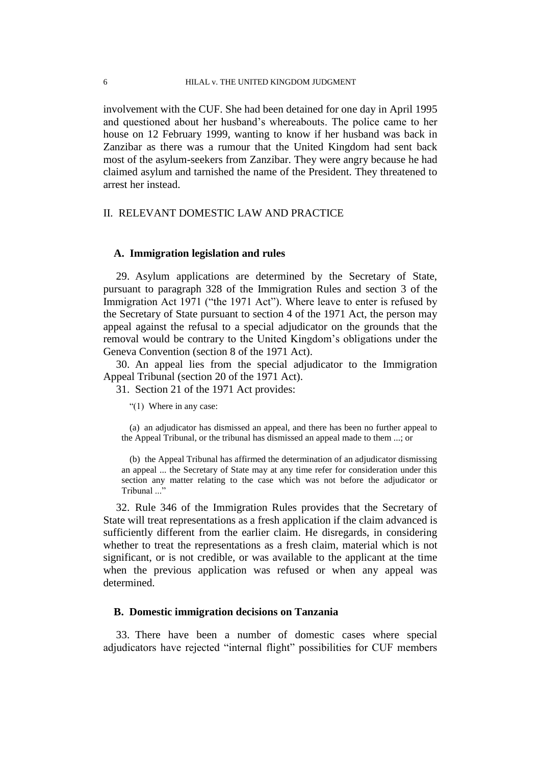involvement with the CUF. She had been detained for one day in April 1995 and questioned about her husband's whereabouts. The police came to her house on 12 February 1999, wanting to know if her husband was back in Zanzibar as there was a rumour that the United Kingdom had sent back most of the asylum-seekers from Zanzibar. They were angry because he had claimed asylum and tarnished the name of the President. They threatened to arrest her instead.

## II. RELEVANT DOMESTIC LAW AND PRACTICE

### A. Immigration legislation and rules

29. Asylum applications are determined by the Secretary of State, pursuant to paragraph 328 of the Immigration Rules and section 3 of the Immigration Act 1971 ("the 1971 Act"). Where leave to enter is refused by the Secretary of State pursuant to section 4 of the 1971 Act, the person may appeal against the refusal to a special adjudicator on the grounds that the removal would be contrary to the United Kingdom's obligations under the Geneva Convention (section 8 of the 1971 Act).

30. An appeal lies from the special adjudicator to the Immigration Appeal Tribunal (section 20 of the 1971 Act).

31. Section 21 of the 1971 Act provides:

> "(1) Where in any case:
>
> (a) an adjudicator has dismissed an appeal, and there has been no further appeal to the Appeal Tribunal, or the tribunal has dismissed an appeal made to them ...; or
>
> (b) the Appeal Tribunal has affirmed the determination of an adjudicator dismissing an appeal ... the Secretary of State may at any time refer for consideration under this section any matter relating to the case which was not before the adjudicator or Tribunal ..."

32. Rule 346 of the Immigration Rules provides that the Secretary of State will treat representations as a fresh application if the claim advanced is sufficiently different from the earlier claim. He disregards, in considering whether to treat the representations as a fresh claim, material which is not significant, or is not credible, or was available to the applicant at the time when the previous application was refused or when any appeal was determined.

### B. Domestic immigration decisions on Tanzania

33. There have been a number of domestic cases where special adjudicators have rejected "internal flight" possibilities for CUF members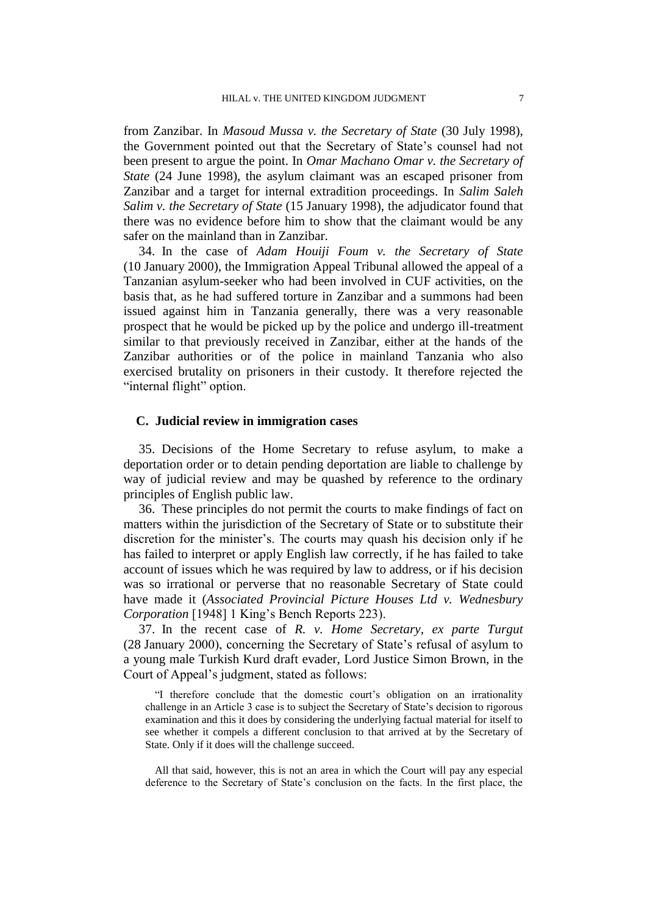from Zanzibar. In *Masoud Mussa v. the Secretary of State* (30 July 1998), the Government pointed out that the Secretary of State's counsel had not been present to argue the point. In *Omar Machano Omar v. the Secretary of State* (24 June 1998), the asylum claimant was an escaped prisoner from Zanzibar and a target for internal extradition proceedings. In *Salim Saleh Salim v. the Secretary of State* (15 January 1998), the adjudicator found that there was no evidence before him to show that the claimant would be any safer on the mainland than in Zanzibar.

34. In the case of *Adam Houiji Foum v. the Secretary of State* (10 January 2000), the Immigration Appeal Tribunal allowed the appeal of a Tanzanian asylum-seeker who had been involved in CUF activities, on the basis that, as he had suffered torture in Zanzibar and a summons had been issued against him in Tanzania generally, there was a very reasonable prospect that he would be picked up by the police and undergo ill-treatment similar to that previously received in Zanzibar, either at the hands of the Zanzibar authorities or of the police in mainland Tanzania who also exercised brutality on prisoners in their custody. It therefore rejected the "internal flight" option.

### C. Judicial review in immigration cases

35. Decisions of the Home Secretary to refuse asylum, to make a deportation order or to detain pending deportation are liable to challenge by way of judicial review and may be quashed by reference to the ordinary principles of English public law.

36. These principles do not permit the courts to make findings of fact on matters within the jurisdiction of the Secretary of State or to substitute their discretion for the minister's. The courts may quash his decision only if he has failed to interpret or apply English law correctly, if he has failed to take account of issues which he was required by law to address, or if his decision was so irrational or perverse that no reasonable Secretary of State could have made it (*Associated Provincial Picture Houses Ltd v. Wednesbury Corporation* [1948] 1 King's Bench Reports 223).

37. In the recent case of *R. v. Home Secretary, ex parte Turgut* (28 January 2000), concerning the Secretary of State's refusal of asylum to a young male Turkish Kurd draft evader, Lord Justice Simon Brown, in the Court of Appeal's judgment, stated as follows:

> "I therefore conclude that the domestic court's obligation on an irrationality challenge in an Article 3 case is to subject the Secretary of State's decision to rigorous examination and this it does by considering the underlying factual material for itself to see whether it compels a different conclusion to that arrived at by the Secretary of State. Only if it does will the challenge succeed.
>
> All that said, however, this is not an area in which the Court will pay any especial deference to the Secretary of State's conclusion on the facts. In the first place, the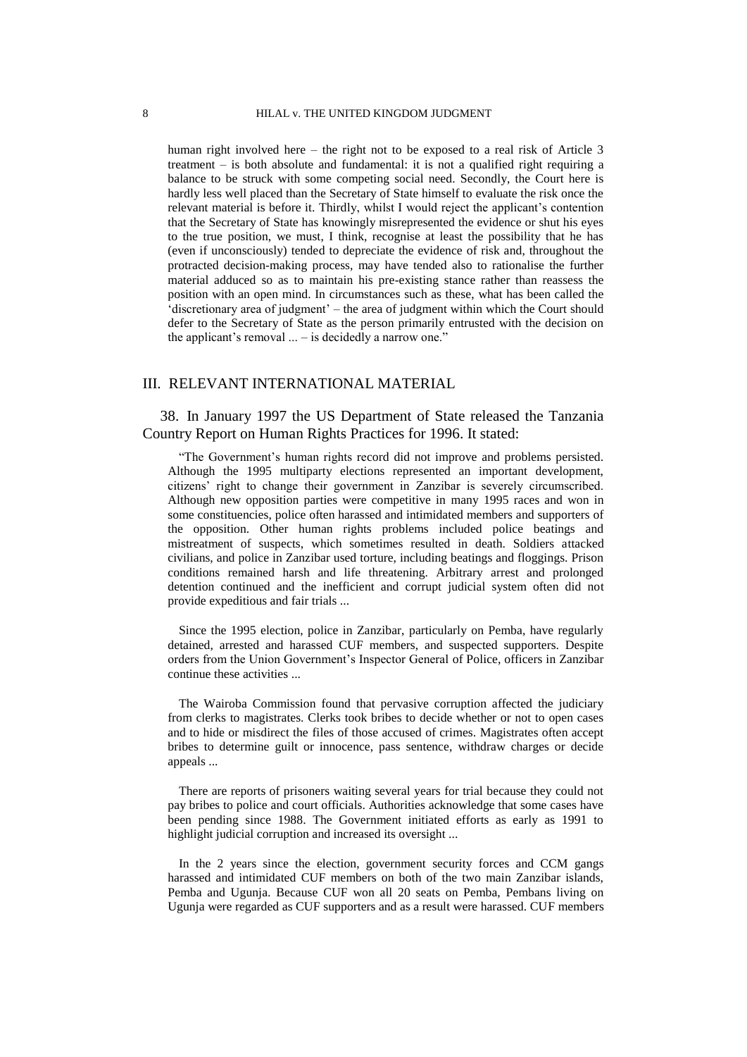human right involved here – the right not to be exposed to a real risk of Article 3 treatment – is both absolute and fundamental: it is not a qualified right requiring a balance to be struck with some competing social need. Secondly, the Court here is hardly less well placed than the Secretary of State himself to evaluate the risk once the relevant material is before it. Thirdly, whilst I would reject the applicant's contention that the Secretary of State has knowingly misrepresented the evidence or shut his eyes to the true position, we must, I think, recognise at least the possibility that he has (even if unconsciously) tended to depreciate the evidence of risk and, throughout the protracted decision-making process, may have tended also to rationalise the further material adduced so as to maintain his pre-existing stance rather than reassess the position with an open mind. In circumstances such as these, what has been called the 'discretionary area of judgment' – the area of judgment within which the Court should defer to the Secretary of State as the person primarily entrusted with the decision on the applicant's removal ... – is decidedly a narrow one."

## III. RELEVANT INTERNATIONAL MATERIAL

38. In January 1997 the US Department of State released the Tanzania Country Report on Human Rights Practices for 1996. It stated:

> "The Government's human rights record did not improve and problems persisted. Although the 1995 multiparty elections represented an important development, citizens' right to change their government in Zanzibar is severely circumscribed. Although new opposition parties were competitive in many 1995 races and won in some constituencies, police often harassed and intimidated members and supporters of the opposition. Other human rights problems included police beatings and mistreatment of suspects, which sometimes resulted in death. Soldiers attacked civilians, and police in Zanzibar used torture, including beatings and floggings. Prison conditions remained harsh and life threatening. Arbitrary arrest and prolonged detention continued and the inefficient and corrupt judicial system often did not provide expeditious and fair trials ...
>
> Since the 1995 election, police in Zanzibar, particularly on Pemba, have regularly detained, arrested and harassed CUF members, and suspected supporters. Despite orders from the Union Government's Inspector General of Police, officers in Zanzibar continue these activities ...
>
> The Wairoba Commission found that pervasive corruption affected the judiciary from clerks to magistrates. Clerks took bribes to decide whether or not to open cases and to hide or misdirect the files of those accused of crimes. Magistrates often accept bribes to determine guilt or innocence, pass sentence, withdraw charges or decide appeals ...
>
> There are reports of prisoners waiting several years for trial because they could not pay bribes to police and court officials. Authorities acknowledge that some cases have been pending since 1988. The Government initiated efforts as early as 1991 to highlight judicial corruption and increased its oversight ...
>
> In the 2 years since the election, government security forces and CCM gangs harassed and intimidated CUF members on both of the two main Zanzibar islands, Pemba and Ugunja. Because CUF won all 20 seats on Pemba, Pembans living on Ugunja were regarded as CUF supporters and as a result were harassed. CUF members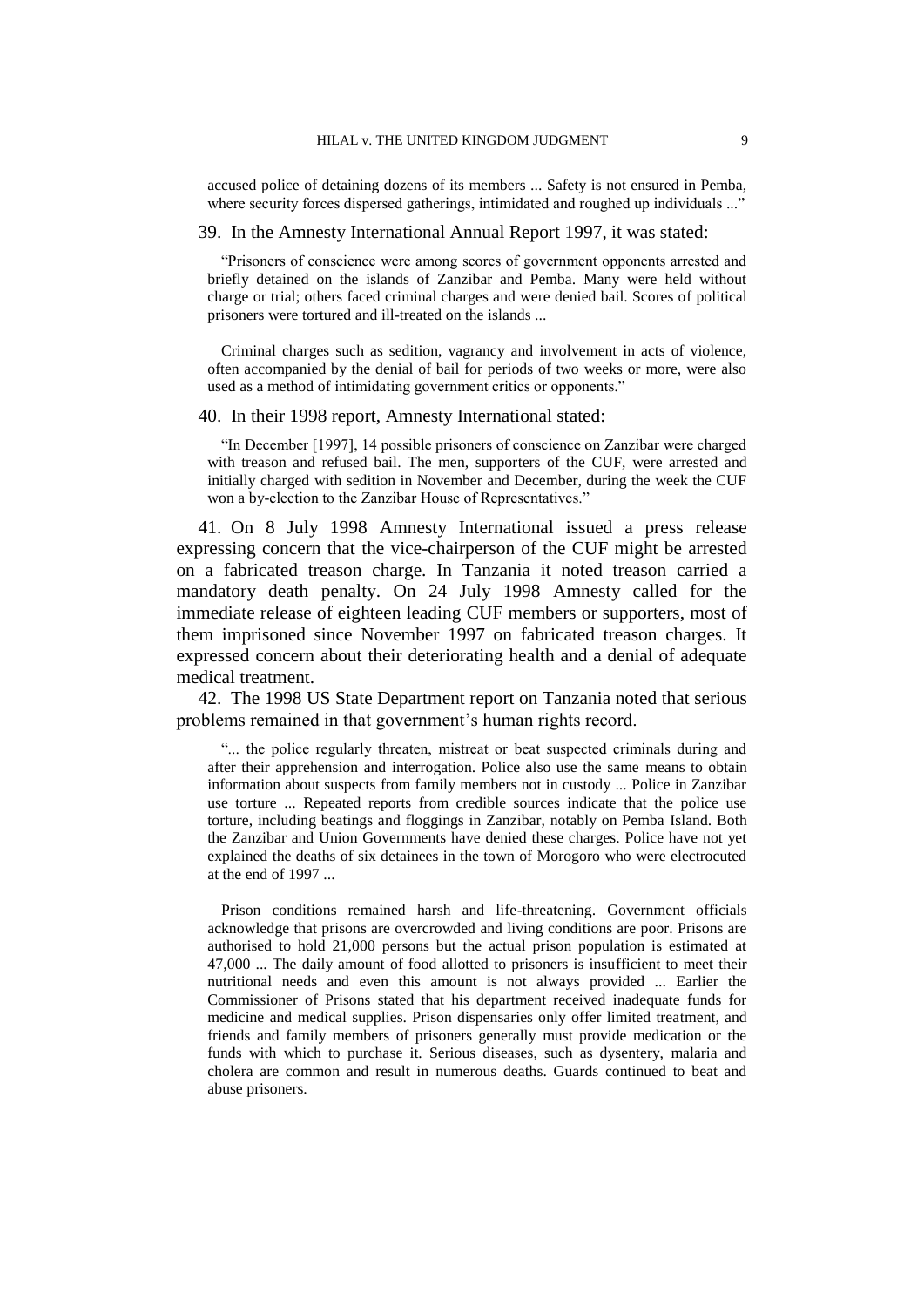> accused police of detaining dozens of its members ... Safety is not ensured in Pemba, where security forces dispersed gatherings, intimidated and roughed up individuals ..."

39. In the Amnesty International Annual Report 1997, it was stated:

> "Prisoners of conscience were among scores of government opponents arrested and briefly detained on the islands of Zanzibar and Pemba. Many were held without charge or trial; others faced criminal charges and were denied bail. Scores of political prisoners were tortured and ill-treated on the islands ...
>
> Criminal charges such as sedition, vagrancy and involvement in acts of violence, often accompanied by the denial of bail for periods of two weeks or more, were also used as a method of intimidating government critics or opponents."

40. In their 1998 report, Amnesty International stated:

> "In December [1997], 14 possible prisoners of conscience on Zanzibar were charged with treason and refused bail. The men, supporters of the CUF, were arrested and initially charged with sedition in November and December, during the week the CUF won a by-election to the Zanzibar House of Representatives."

41. On 8 July 1998 Amnesty International issued a press release expressing concern that the vice-chairperson of the CUF might be arrested on a fabricated treason charge. In Tanzania it noted treason carried a mandatory death penalty. On 24 July 1998 Amnesty called for the immediate release of eighteen leading CUF members or supporters, most of them imprisoned since November 1997 on fabricated treason charges. It expressed concern about their deteriorating health and a denial of adequate medical treatment.

42. The 1998 US State Department report on Tanzania noted that serious problems remained in that government's human rights record.

> "... the police regularly threaten, mistreat or beat suspected criminals during and after their apprehension and interrogation. Police also use the same means to obtain information about suspects from family members not in custody ... Police in Zanzibar use torture ... Repeated reports from credible sources indicate that the police use torture, including beatings and floggings in Zanzibar, notably on Pemba Island. Both the Zanzibar and Union Governments have denied these charges. Police have not yet explained the deaths of six detainees in the town of Morogoro who were electrocuted at the end of 1997 ...
>
> Prison conditions remained harsh and life-threatening. Government officials acknowledge that prisons are overcrowded and living conditions are poor. Prisons are authorised to hold 21,000 persons but the actual prison population is estimated at 47,000 ... The daily amount of food allotted to prisoners is insufficient to meet their nutritional needs and even this amount is not always provided ... Earlier the Commissioner of Prisons stated that his department received inadequate funds for medicine and medical supplies. Prison dispensaries only offer limited treatment, and friends and family members of prisoners generally must provide medication or the funds with which to purchase it. Serious diseases, such as dysentery, malaria and cholera are common and result in numerous deaths. Guards continued to beat and abuse prisoners.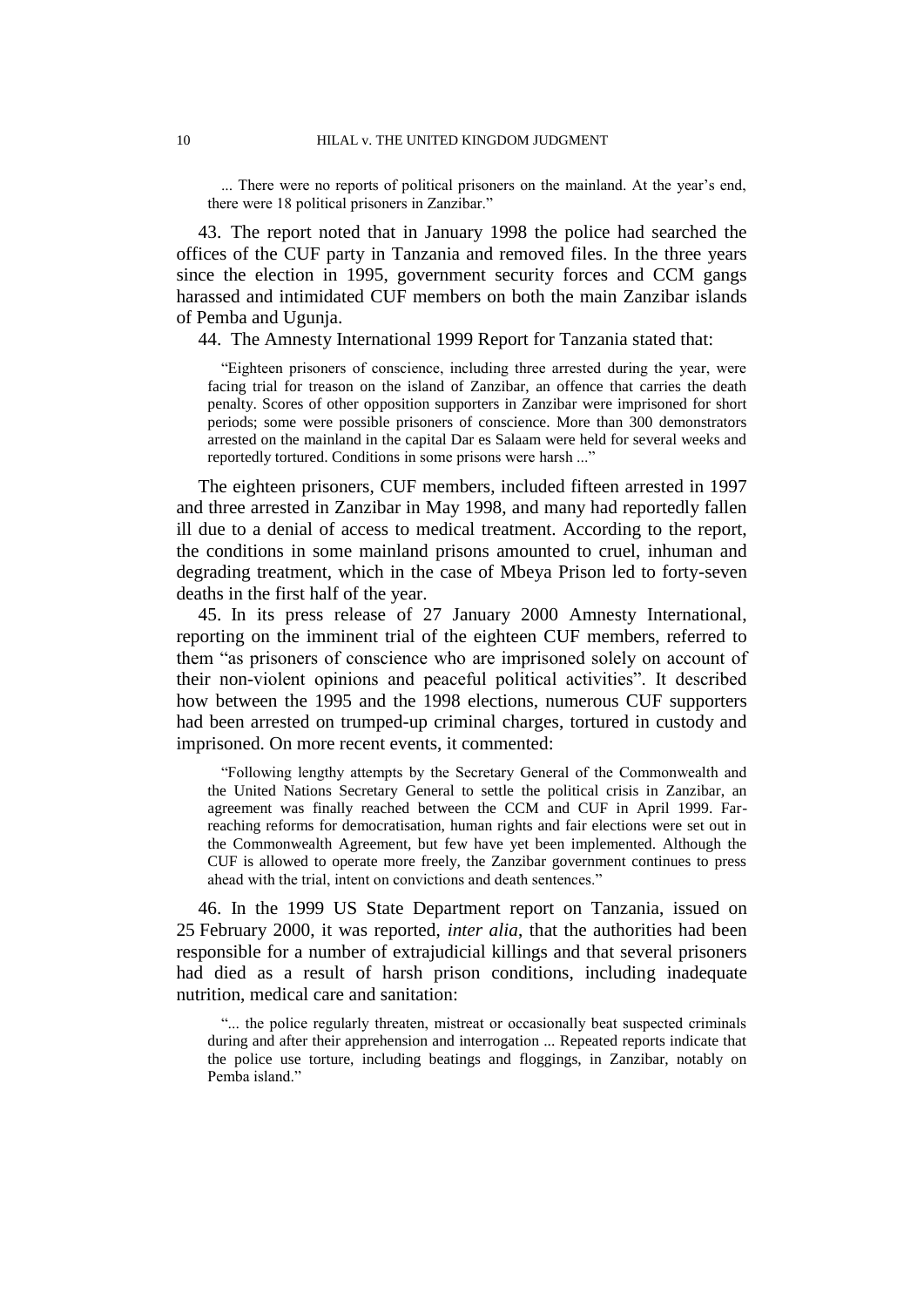> ... There were no reports of political prisoners on the mainland. At the year's end, there were 18 political prisoners in Zanzibar."

43. The report noted that in January 1998 the police had searched the offices of the CUF party in Tanzania and removed files. In the three years since the election in 1995, government security forces and CCM gangs harassed and intimidated CUF members on both the main Zanzibar islands of Pemba and Ugunja.

44. The Amnesty International 1999 Report for Tanzania stated that:

> "Eighteen prisoners of conscience, including three arrested during the year, were facing trial for treason on the island of Zanzibar, an offence that carries the death penalty. Scores of other opposition supporters in Zanzibar were imprisoned for short periods; some were possible prisoners of conscience. More than 300 demonstrators arrested on the mainland in the capital Dar es Salaam were held for several weeks and reportedly tortured. Conditions in some prisons were harsh ..."

The eighteen prisoners, CUF members, included fifteen arrested in 1997 and three arrested in Zanzibar in May 1998, and many had reportedly fallen ill due to a denial of access to medical treatment. According to the report, the conditions in some mainland prisons amounted to cruel, inhuman and degrading treatment, which in the case of Mbeya Prison led to forty-seven deaths in the first half of the year.

45. In its press release of 27 January 2000 Amnesty International, reporting on the imminent trial of the eighteen CUF members, referred to them "as prisoners of conscience who are imprisoned solely on account of their non-violent opinions and peaceful political activities". It described how between the 1995 and the 1998 elections, numerous CUF supporters had been arrested on trumped-up criminal charges, tortured in custody and imprisoned. On more recent events, it commented:

> "Following lengthy attempts by the Secretary General of the Commonwealth and the United Nations Secretary General to settle the political crisis in Zanzibar, an agreement was finally reached between the CCM and CUF in April 1999. Far-reaching reforms for democratisation, human rights and fair elections were set out in the Commonwealth Agreement, but few have yet been implemented. Although the CUF is allowed to operate more freely, the Zanzibar government continues to press ahead with the trial, intent on convictions and death sentences."

46. In the 1999 US State Department report on Tanzania, issued on 25 February 2000, it was reported, *inter alia*, that the authorities had been responsible for a number of extrajudicial killings and that several prisoners had died as a result of harsh prison conditions, including inadequate nutrition, medical care and sanitation:

> "... the police regularly threaten, mistreat or occasionally beat suspected criminals during and after their apprehension and interrogation ... Repeated reports indicate that the police use torture, including beatings and floggings, in Zanzibar, notably on Pemba island."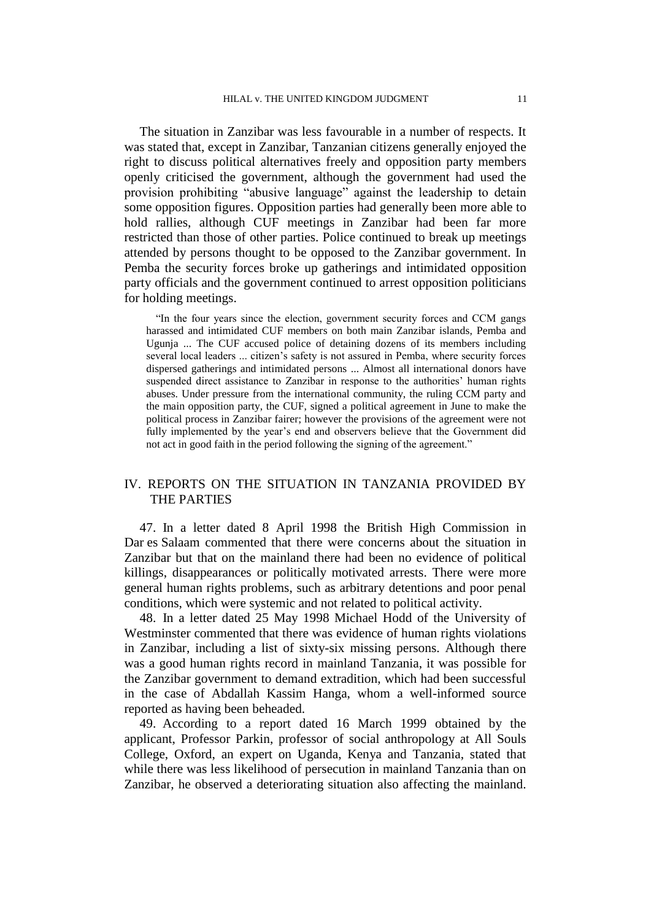The situation in Zanzibar was less favourable in a number of respects. It was stated that, except in Zanzibar, Tanzanian citizens generally enjoyed the right to discuss political alternatives freely and opposition party members openly criticised the government, although the government had used the provision prohibiting "abusive language" against the leadership to detain some opposition figures. Opposition parties had generally been more able to hold rallies, although CUF meetings in Zanzibar had been far more restricted than those of other parties. Police continued to break up meetings attended by persons thought to be opposed to the Zanzibar government. In Pemba the security forces broke up gatherings and intimidated opposition party officials and the government continued to arrest opposition politicians for holding meetings.

> "In the four years since the election, government security forces and CCM gangs harassed and intimidated CUF members on both main Zanzibar islands, Pemba and Ugunja ... The CUF accused police of detaining dozens of its members including several local leaders ... citizen's safety is not assured in Pemba, where security forces dispersed gatherings and intimidated persons ... Almost all international donors have suspended direct assistance to Zanzibar in response to the authorities' human rights abuses. Under pressure from the international community, the ruling CCM party and the main opposition party, the CUF, signed a political agreement in June to make the political process in Zanzibar fairer; however the provisions of the agreement were not fully implemented by the year's end and observers believe that the Government did not act in good faith in the period following the signing of the agreement."

## IV. REPORTS ON THE SITUATION IN TANZANIA PROVIDED BY THE PARTIES

47. In a letter dated 8 April 1998 the British High Commission in Dar es Salaam commented that there were concerns about the situation in Zanzibar but that on the mainland there had been no evidence of political killings, disappearances or politically motivated arrests. There were more general human rights problems, such as arbitrary detentions and poor penal conditions, which were systemic and not related to political activity.

48. In a letter dated 25 May 1998 Michael Hodd of the University of Westminster commented that there was evidence of human rights violations in Zanzibar, including a list of sixty-six missing persons. Although there was a good human rights record in mainland Tanzania, it was possible for the Zanzibar government to demand extradition, which had been successful in the case of Abdallah Kassim Hanga, whom a well-informed source reported as having been beheaded.

49. According to a report dated 16 March 1999 obtained by the applicant, Professor Parkin, professor of social anthropology at All Souls College, Oxford, an expert on Uganda, Kenya and Tanzania, stated that while there was less likelihood of persecution in mainland Tanzania than on Zanzibar, he observed a deteriorating situation also affecting the mainland.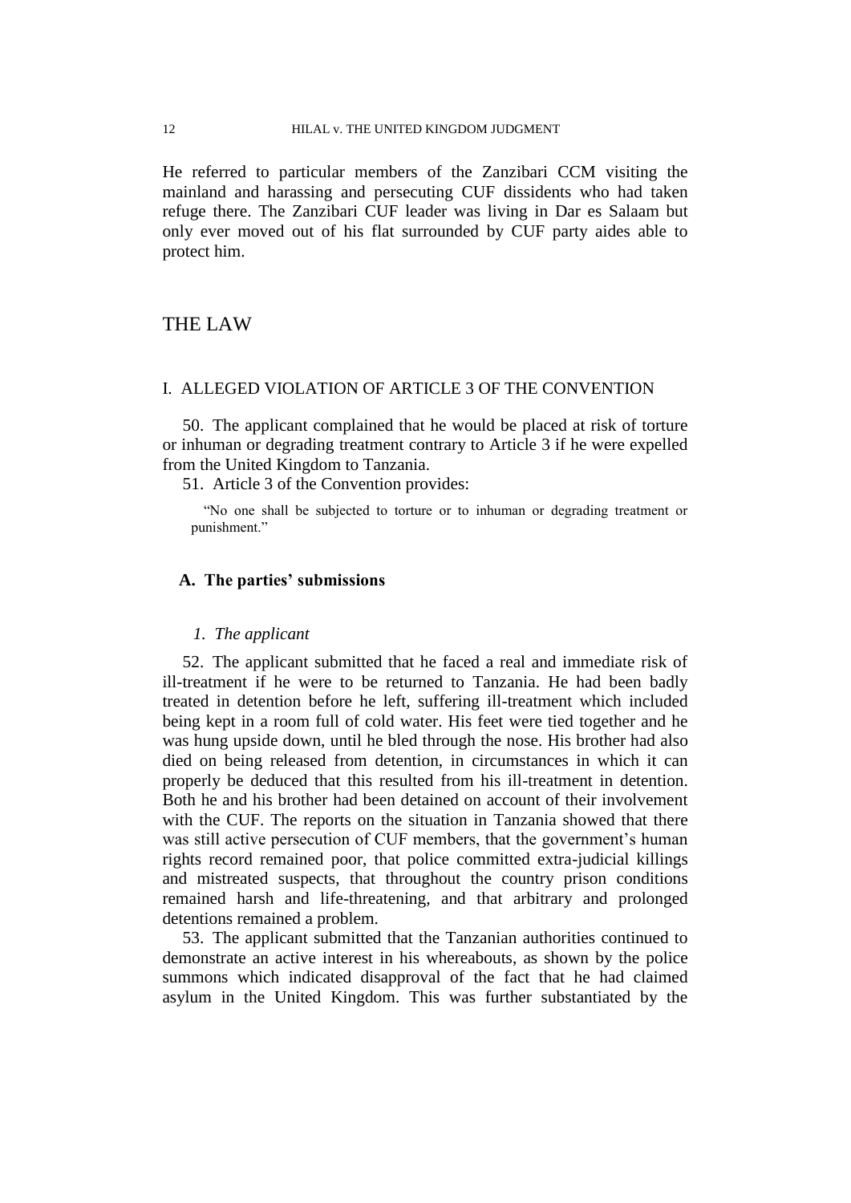He referred to particular members of the Zanzibari CCM visiting the mainland and harassing and persecuting CUF dissidents who had taken refuge there. The Zanzibari CUF leader was living in Dar es Salaam but only ever moved out of his flat surrounded by CUF party aides able to protect him.

# THE LAW

## I. ALLEGED VIOLATION OF ARTICLE 3 OF THE CONVENTION

50. The applicant complained that he would be placed at risk of torture or inhuman or degrading treatment contrary to Article 3 if he were expelled from the United Kingdom to Tanzania.

51. Article 3 of the Convention provides:

> "No one shall be subjected to torture or to inhuman or degrading treatment or punishment."

### A. The parties' submissions

#### *1. The applicant*

52. The applicant submitted that he faced a real and immediate risk of ill-treatment if he were to be returned to Tanzania. He had been badly treated in detention before he left, suffering ill-treatment which included being kept in a room full of cold water. His feet were tied together and he was hung upside down, until he bled through the nose. His brother had also died on being released from detention, in circumstances in which it can properly be deduced that this resulted from his ill-treatment in detention. Both he and his brother had been detained on account of their involvement with the CUF. The reports on the situation in Tanzania showed that there was still active persecution of CUF members, that the government's human rights record remained poor, that police committed extra-judicial killings and mistreated suspects, that throughout the country prison conditions remained harsh and life-threatening, and that arbitrary and prolonged detentions remained a problem.

53. The applicant submitted that the Tanzanian authorities continued to demonstrate an active interest in his whereabouts, as shown by the police summons which indicated disapproval of the fact that he had claimed asylum in the United Kingdom. This was further substantiated by the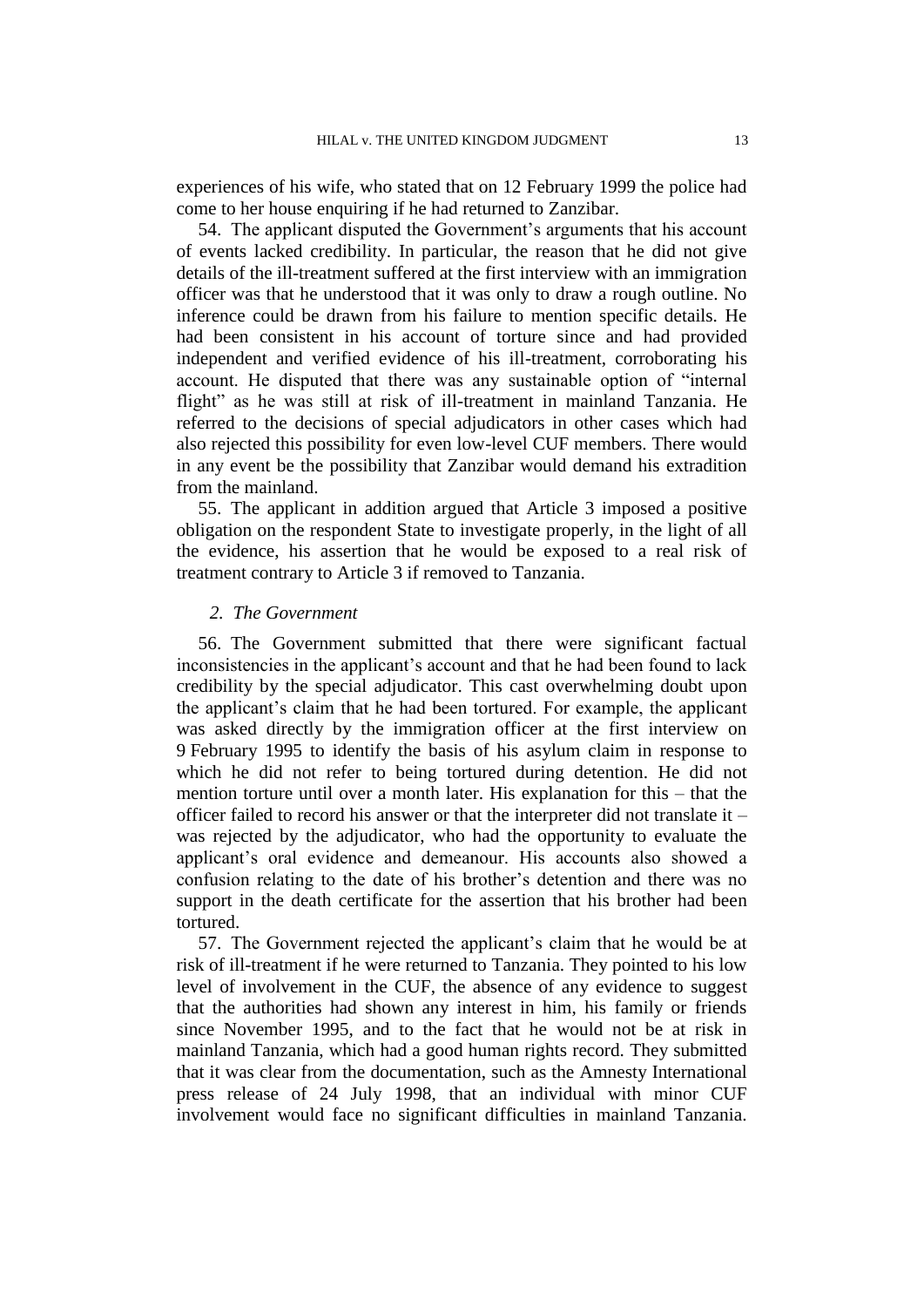experiences of his wife, who stated that on 12 February 1999 the police had come to her house enquiring if he had returned to Zanzibar.

54. The applicant disputed the Government's arguments that his account of events lacked credibility. In particular, the reason that he did not give details of the ill-treatment suffered at the first interview with an immigration officer was that he understood that it was only to draw a rough outline. No inference could be drawn from his failure to mention specific details. He had been consistent in his account of torture since and had provided independent and verified evidence of his ill-treatment, corroborating his account. He disputed that there was any sustainable option of "internal flight" as he was still at risk of ill-treatment in mainland Tanzania. He referred to the decisions of special adjudicators in other cases which had also rejected this possibility for even low-level CUF members. There would in any event be the possibility that Zanzibar would demand his extradition from the mainland.

55. The applicant in addition argued that Article 3 imposed a positive obligation on the respondent State to investigate properly, in the light of all the evidence, his assertion that he would be exposed to a real risk of treatment contrary to Article 3 if removed to Tanzania.

### *2. The Government*

56. The Government submitted that there were significant factual inconsistencies in the applicant's account and that he had been found to lack credibility by the special adjudicator. This cast overwhelming doubt upon the applicant's claim that he had been tortured. For example, the applicant was asked directly by the immigration officer at the first interview on 9 February 1995 to identify the basis of his asylum claim in response to which he did not refer to being tortured during detention. He did not mention torture until over a month later. His explanation for this – that the officer failed to record his answer or that the interpreter did not translate it – was rejected by the adjudicator, who had the opportunity to evaluate the applicant's oral evidence and demeanour. His accounts also showed a confusion relating to the date of his brother's detention and there was no support in the death certificate for the assertion that his brother had been tortured.

57. The Government rejected the applicant's claim that he would be at risk of ill-treatment if he were returned to Tanzania. They pointed to his low level of involvement in the CUF, the absence of any evidence to suggest that the authorities had shown any interest in him, his family or friends since November 1995, and to the fact that he would not be at risk in mainland Tanzania, which had a good human rights record. They submitted that it was clear from the documentation, such as the Amnesty International press release of 24 July 1998, that an individual with minor CUF involvement would face no significant difficulties in mainland Tanzania.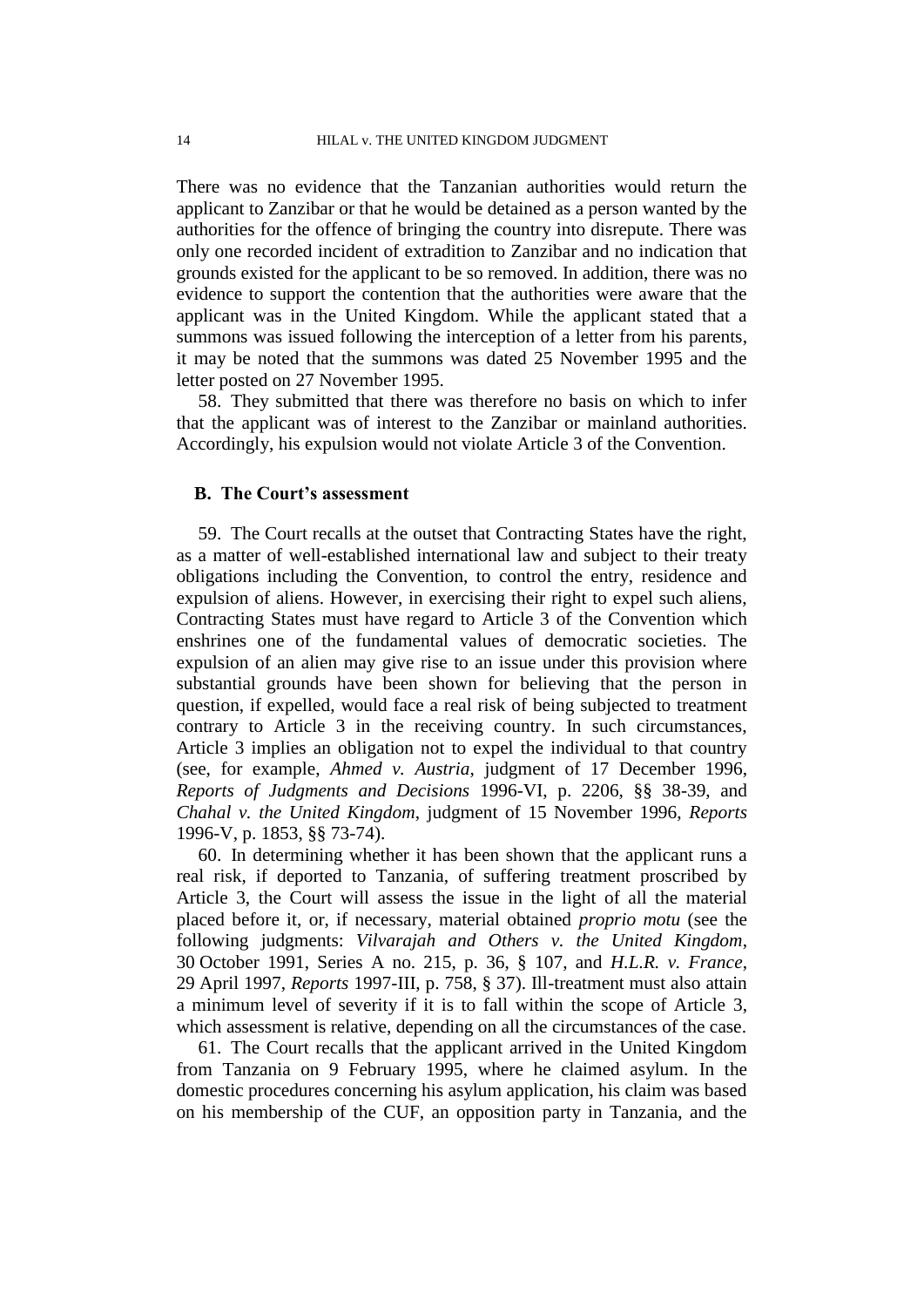There was no evidence that the Tanzanian authorities would return the applicant to Zanzibar or that he would be detained as a person wanted by the authorities for the offence of bringing the country into disrepute. There was only one recorded incident of extradition to Zanzibar and no indication that grounds existed for the applicant to be so removed. In addition, there was no evidence to support the contention that the authorities were aware that the applicant was in the United Kingdom. While the applicant stated that a summons was issued following the interception of a letter from his parents, it may be noted that the summons was dated 25 November 1995 and the letter posted on 27 November 1995.

58. They submitted that there was therefore no basis on which to infer that the applicant was of interest to the Zanzibar or mainland authorities. Accordingly, his expulsion would not violate Article 3 of the Convention.

### B. The Court's assessment

59. The Court recalls at the outset that Contracting States have the right, as a matter of well-established international law and subject to their treaty obligations including the Convention, to control the entry, residence and expulsion of aliens. However, in exercising their right to expel such aliens, Contracting States must have regard to Article 3 of the Convention which enshrines one of the fundamental values of democratic societies. The expulsion of an alien may give rise to an issue under this provision where substantial grounds have been shown for believing that the person in question, if expelled, would face a real risk of being subjected to treatment contrary to Article 3 in the receiving country. In such circumstances, Article 3 implies an obligation not to expel the individual to that country (see, for example, *Ahmed v. Austria*, judgment of 17 December 1996, *Reports of Judgments and Decisions* 1996-VI, p. 2206, §§ 38-39, and *Chahal v. the United Kingdom*, judgment of 15 November 1996, *Reports* 1996-V, p. 1853, §§ 73-74).

60. In determining whether it has been shown that the applicant runs a real risk, if deported to Tanzania, of suffering treatment proscribed by Article 3, the Court will assess the issue in the light of all the material placed before it, or, if necessary, material obtained *proprio motu* (see the following judgments: *Vilvarajah and Others v. the United Kingdom*, 30 October 1991, Series A no. 215, p. 36, § 107, and *H.L.R. v. France*, 29 April 1997, *Reports* 1997-III, p. 758, § 37). Ill-treatment must also attain a minimum level of severity if it is to fall within the scope of Article 3, which assessment is relative, depending on all the circumstances of the case.

61. The Court recalls that the applicant arrived in the United Kingdom from Tanzania on 9 February 1995, where he claimed asylum. In the domestic procedures concerning his asylum application, his claim was based on his membership of the CUF, an opposition party in Tanzania, and the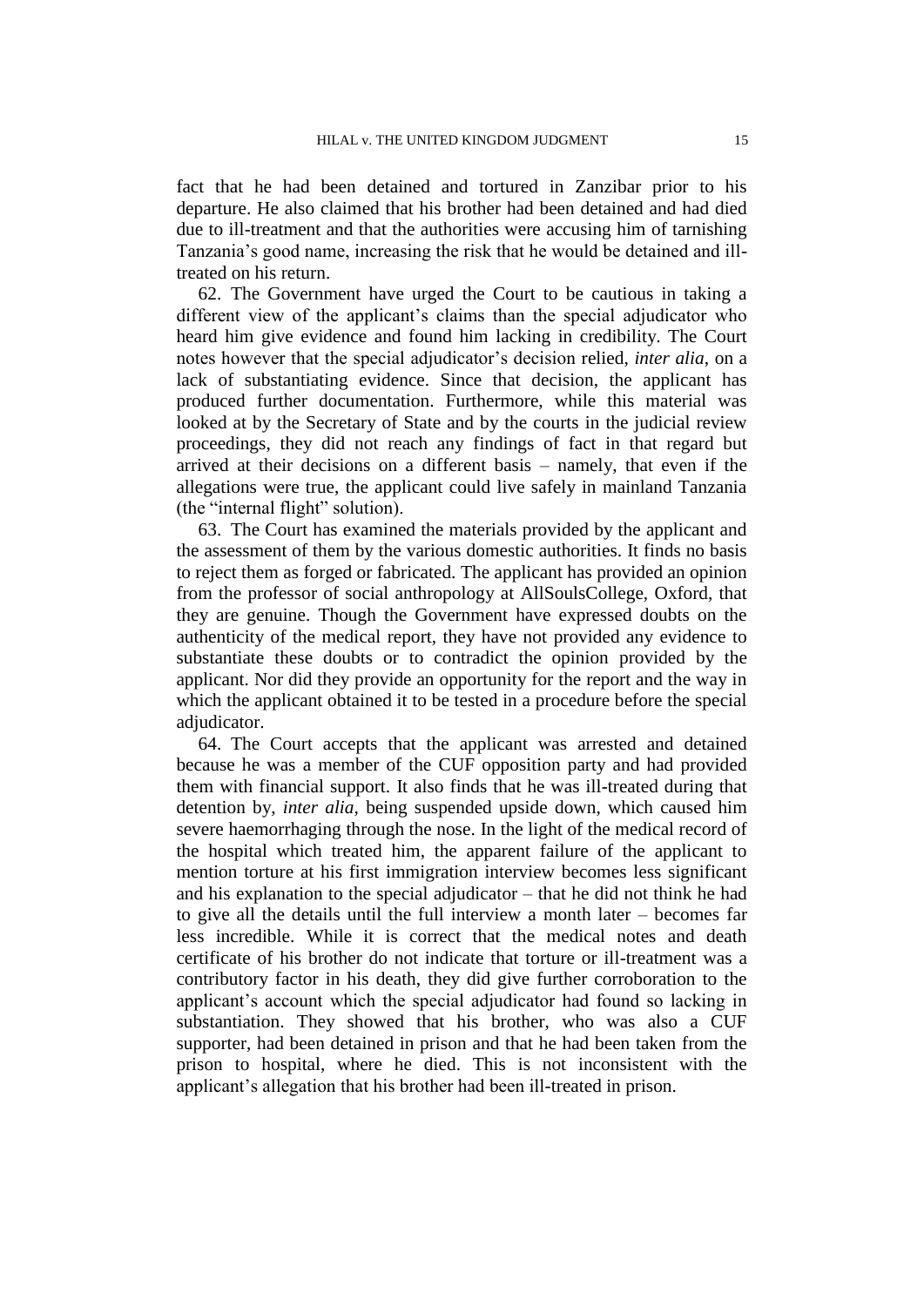fact that he had been detained and tortured in Zanzibar prior to his departure. He also claimed that his brother had been detained and had died due to ill-treatment and that the authorities were accusing him of tarnishing Tanzania's good name, increasing the risk that he would be detained and ill-treated on his return.

62. The Government have urged the Court to be cautious in taking a different view of the applicant's claims than the special adjudicator who heard him give evidence and found him lacking in credibility. The Court notes however that the special adjudicator's decision relied, *inter alia*, on a lack of substantiating evidence. Since that decision, the applicant has produced further documentation. Furthermore, while this material was looked at by the Secretary of State and by the courts in the judicial review proceedings, they did not reach any findings of fact in that regard but arrived at their decisions on a different basis – namely, that even if the allegations were true, the applicant could live safely in mainland Tanzania (the "internal flight" solution).

63. The Court has examined the materials provided by the applicant and the assessment of them by the various domestic authorities. It finds no basis to reject them as forged or fabricated. The applicant has provided an opinion from the professor of social anthropology at AllSoulsCollege, Oxford, that they are genuine. Though the Government have expressed doubts on the authenticity of the medical report, they have not provided any evidence to substantiate these doubts or to contradict the opinion provided by the applicant. Nor did they provide an opportunity for the report and the way in which the applicant obtained it to be tested in a procedure before the special adjudicator.

64. The Court accepts that the applicant was arrested and detained because he was a member of the CUF opposition party and had provided them with financial support. It also finds that he was ill-treated during that detention by, *inter alia*, being suspended upside down, which caused him severe haemorrhaging through the nose. In the light of the medical record of the hospital which treated him, the apparent failure of the applicant to mention torture at his first immigration interview becomes less significant and his explanation to the special adjudicator – that he did not think he had to give all the details until the full interview a month later – becomes far less incredible. While it is correct that the medical notes and death certificate of his brother do not indicate that torture or ill-treatment was a contributory factor in his death, they did give further corroboration to the applicant's account which the special adjudicator had found so lacking in substantiation. They showed that his brother, who was also a CUF supporter, had been detained in prison and that he had been taken from the prison to hospital, where he died. This is not inconsistent with the applicant's allegation that his brother had been ill-treated in prison.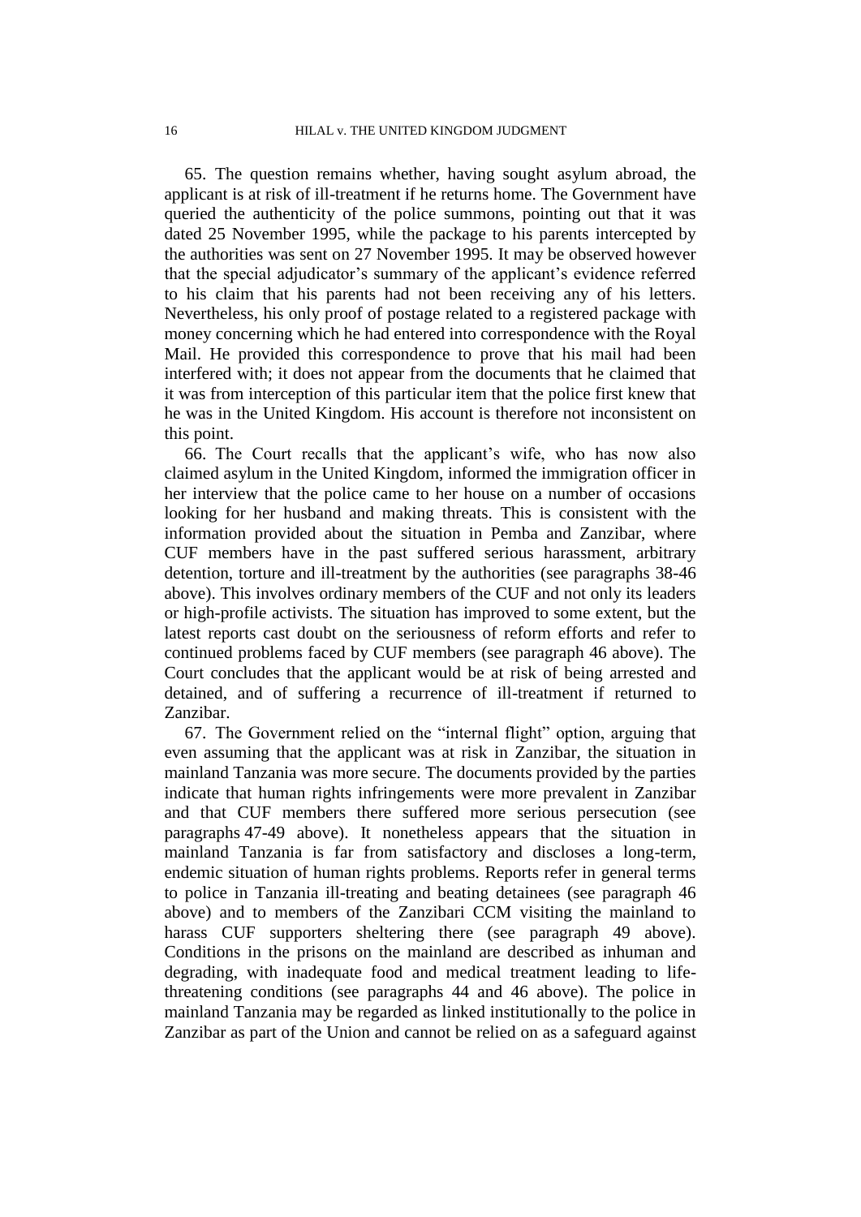65. The question remains whether, having sought asylum abroad, the applicant is at risk of ill-treatment if he returns home. The Government have queried the authenticity of the police summons, pointing out that it was dated 25 November 1995, while the package to his parents intercepted by the authorities was sent on 27 November 1995. It may be observed however that the special adjudicator's summary of the applicant's evidence referred to his claim that his parents had not been receiving any of his letters. Nevertheless, his only proof of postage related to a registered package with money concerning which he had entered into correspondence with the Royal Mail. He provided this correspondence to prove that his mail had been interfered with; it does not appear from the documents that he claimed that it was from interception of this particular item that the police first knew that he was in the United Kingdom. His account is therefore not inconsistent on this point.

66. The Court recalls that the applicant's wife, who has now also claimed asylum in the United Kingdom, informed the immigration officer in her interview that the police came to her house on a number of occasions looking for her husband and making threats. This is consistent with the information provided about the situation in Pemba and Zanzibar, where CUF members have in the past suffered serious harassment, arbitrary detention, torture and ill-treatment by the authorities (see paragraphs 38-46 above). This involves ordinary members of the CUF and not only its leaders or high-profile activists. The situation has improved to some extent, but the latest reports cast doubt on the seriousness of reform efforts and refer to continued problems faced by CUF members (see paragraph 46 above). The Court concludes that the applicant would be at risk of being arrested and detained, and of suffering a recurrence of ill-treatment if returned to Zanzibar.

67. The Government relied on the "internal flight" option, arguing that even assuming that the applicant was at risk in Zanzibar, the situation in mainland Tanzania was more secure. The documents provided by the parties indicate that human rights infringements were more prevalent in Zanzibar and that CUF members there suffered more serious persecution (see paragraphs 47-49 above). It nonetheless appears that the situation in mainland Tanzania is far from satisfactory and discloses a long-term, endemic situation of human rights problems. Reports refer in general terms to police in Tanzania ill-treating and beating detainees (see paragraph 46 above) and to members of the Zanzibari CCM visiting the mainland to harass CUF supporters sheltering there (see paragraph 49 above). Conditions in the prisons on the mainland are described as inhuman and degrading, with inadequate food and medical treatment leading to life-threatening conditions (see paragraphs 44 and 46 above). The police in mainland Tanzania may be regarded as linked institutionally to the police in Zanzibar as part of the Union and cannot be relied on as a safeguard against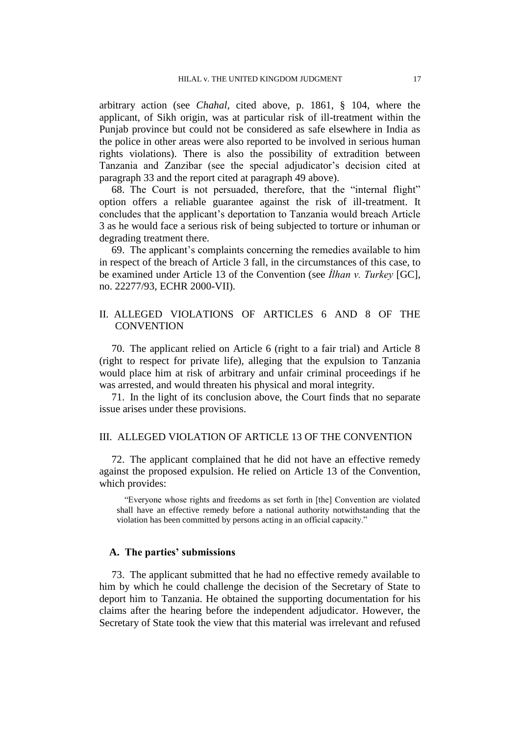arbitrary action (see *Chahal*, cited above, p. 1861, § 104, where the applicant, of Sikh origin, was at particular risk of ill-treatment within the Punjab province but could not be considered as safe elsewhere in India as the police in other areas were also reported to be involved in serious human rights violations). There is also the possibility of extradition between Tanzania and Zanzibar (see the special adjudicator's decision cited at paragraph 33 and the report cited at paragraph 49 above).

68. The Court is not persuaded, therefore, that the "internal flight" option offers a reliable guarantee against the risk of ill-treatment. It concludes that the applicant's deportation to Tanzania would breach Article 3 as he would face a serious risk of being subjected to torture or inhuman or degrading treatment there.

69. The applicant's complaints concerning the remedies available to him in respect of the breach of Article 3 fall, in the circumstances of this case, to be examined under Article 13 of the Convention (see *İlhan v. Turkey* [GC], no. 22277/93, ECHR 2000-VII).

## II. ALLEGED VIOLATIONS OF ARTICLES 6 AND 8 OF THE CONVENTION

70. The applicant relied on Article 6 (right to a fair trial) and Article 8 (right to respect for private life), alleging that the expulsion to Tanzania would place him at risk of arbitrary and unfair criminal proceedings if he was arrested, and would threaten his physical and moral integrity.

71. In the light of its conclusion above, the Court finds that no separate issue arises under these provisions.

## III. ALLEGED VIOLATION OF ARTICLE 13 OF THE CONVENTION

72. The applicant complained that he did not have an effective remedy against the proposed expulsion. He relied on Article 13 of the Convention, which provides:

> "Everyone whose rights and freedoms as set forth in [the] Convention are violated shall have an effective remedy before a national authority notwithstanding that the violation has been committed by persons acting in an official capacity."

### A. The parties' submissions

73. The applicant submitted that he had no effective remedy available to him by which he could challenge the decision of the Secretary of State to deport him to Tanzania. He obtained the supporting documentation for his claims after the hearing before the independent adjudicator. However, the Secretary of State took the view that this material was irrelevant and refused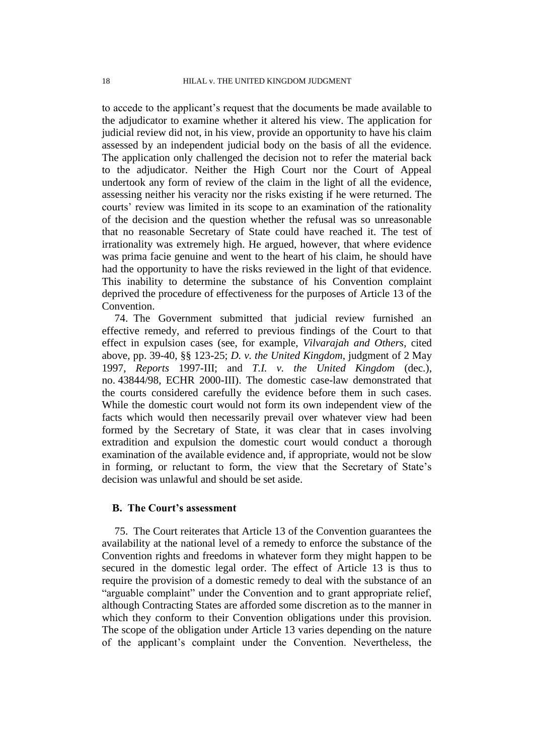to accede to the applicant's request that the documents be made available to the adjudicator to examine whether it altered his view. The application for judicial review did not, in his view, provide an opportunity to have his claim assessed by an independent judicial body on the basis of all the evidence. The application only challenged the decision not to refer the material back to the adjudicator. Neither the High Court nor the Court of Appeal undertook any form of review of the claim in the light of all the evidence, assessing neither his veracity nor the risks existing if he were returned. The courts' review was limited in its scope to an examination of the rationality of the decision and the question whether the refusal was so unreasonable that no reasonable Secretary of State could have reached it. The test of irrationality was extremely high. He argued, however, that where evidence was prima facie genuine and went to the heart of his claim, he should have had the opportunity to have the risks reviewed in the light of that evidence. This inability to determine the substance of his Convention complaint deprived the procedure of effectiveness for the purposes of Article 13 of the Convention.

74. The Government submitted that judicial review furnished an effective remedy, and referred to previous findings of the Court to that effect in expulsion cases (see, for example, *Vilvarajah and Others*, cited above, pp. 39-40, §§ 123-25; *D. v. the United Kingdom*, judgment of 2 May 1997, *Reports* 1997-III; and *T.I. v. the United Kingdom* (dec.), no. 43844/98, ECHR 2000-III). The domestic case-law demonstrated that the courts considered carefully the evidence before them in such cases. While the domestic court would not form its own independent view of the facts which would then necessarily prevail over whatever view had been formed by the Secretary of State, it was clear that in cases involving extradition and expulsion the domestic court would conduct a thorough examination of the available evidence and, if appropriate, would not be slow in forming, or reluctant to form, the view that the Secretary of State's decision was unlawful and should be set aside.

### B. The Court's assessment

75. The Court reiterates that Article 13 of the Convention guarantees the availability at the national level of a remedy to enforce the substance of the Convention rights and freedoms in whatever form they might happen to be secured in the domestic legal order. The effect of Article 13 is thus to require the provision of a domestic remedy to deal with the substance of an "arguable complaint" under the Convention and to grant appropriate relief, although Contracting States are afforded some discretion as to the manner in which they conform to their Convention obligations under this provision. The scope of the obligation under Article 13 varies depending on the nature of the applicant's complaint under the Convention. Nevertheless, the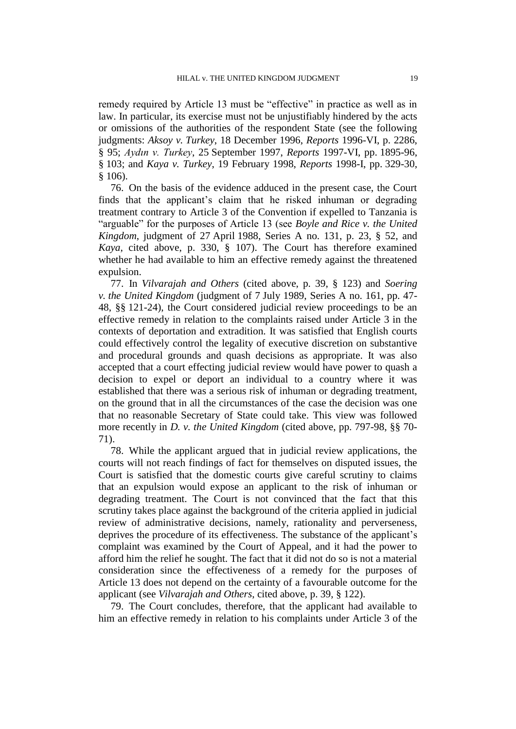remedy required by Article 13 must be "effective" in practice as well as in law. In particular, its exercise must not be unjustifiably hindered by the acts or omissions of the authorities of the respondent State (see the following judgments: *Aksoy v. Turkey*, 18 December 1996, *Reports* 1996-VI, p. 2286, § 95; *Aydın v. Turkey*, 25 September 1997, *Reports* 1997-VI, pp. 1895-96, § 103; and *Kaya v. Turkey*, 19 February 1998, *Reports* 1998-I, pp. 329-30, § 106).

76. On the basis of the evidence adduced in the present case, the Court finds that the applicant's claim that he risked inhuman or degrading treatment contrary to Article 3 of the Convention if expelled to Tanzania is "arguable" for the purposes of Article 13 (see *Boyle and Rice v. the United Kingdom*, judgment of 27 April 1988, Series A no. 131, p. 23, § 52, and *Kaya*, cited above, p. 330, § 107). The Court has therefore examined whether he had available to him an effective remedy against the threatened expulsion.

77. In *Vilvarajah and Others* (cited above, p. 39, § 123) and *Soering v. the United Kingdom* (judgment of 7 July 1989, Series A no. 161, pp. 47-48, §§ 121-24), the Court considered judicial review proceedings to be an effective remedy in relation to the complaints raised under Article 3 in the contexts of deportation and extradition. It was satisfied that English courts could effectively control the legality of executive discretion on substantive and procedural grounds and quash decisions as appropriate. It was also accepted that a court effecting judicial review would have power to quash a decision to expel or deport an individual to a country where it was established that there was a serious risk of inhuman or degrading treatment, on the ground that in all the circumstances of the case the decision was one that no reasonable Secretary of State could take. This view was followed more recently in *D. v. the United Kingdom* (cited above, pp. 797-98, §§ 70-71).

78. While the applicant argued that in judicial review applications, the courts will not reach findings of fact for themselves on disputed issues, the Court is satisfied that the domestic courts give careful scrutiny to claims that an expulsion would expose an applicant to the risk of inhuman or degrading treatment. The Court is not convinced that the fact that this scrutiny takes place against the background of the criteria applied in judicial review of administrative decisions, namely, rationality and perverseness, deprives the procedure of its effectiveness. The substance of the applicant's complaint was examined by the Court of Appeal, and it had the power to afford him the relief he sought. The fact that it did not do so is not a material consideration since the effectiveness of a remedy for the purposes of Article 13 does not depend on the certainty of a favourable outcome for the applicant (see *Vilvarajah and Others*, cited above, p. 39, § 122).

79. The Court concludes, therefore, that the applicant had available to him an effective remedy in relation to his complaints under Article 3 of the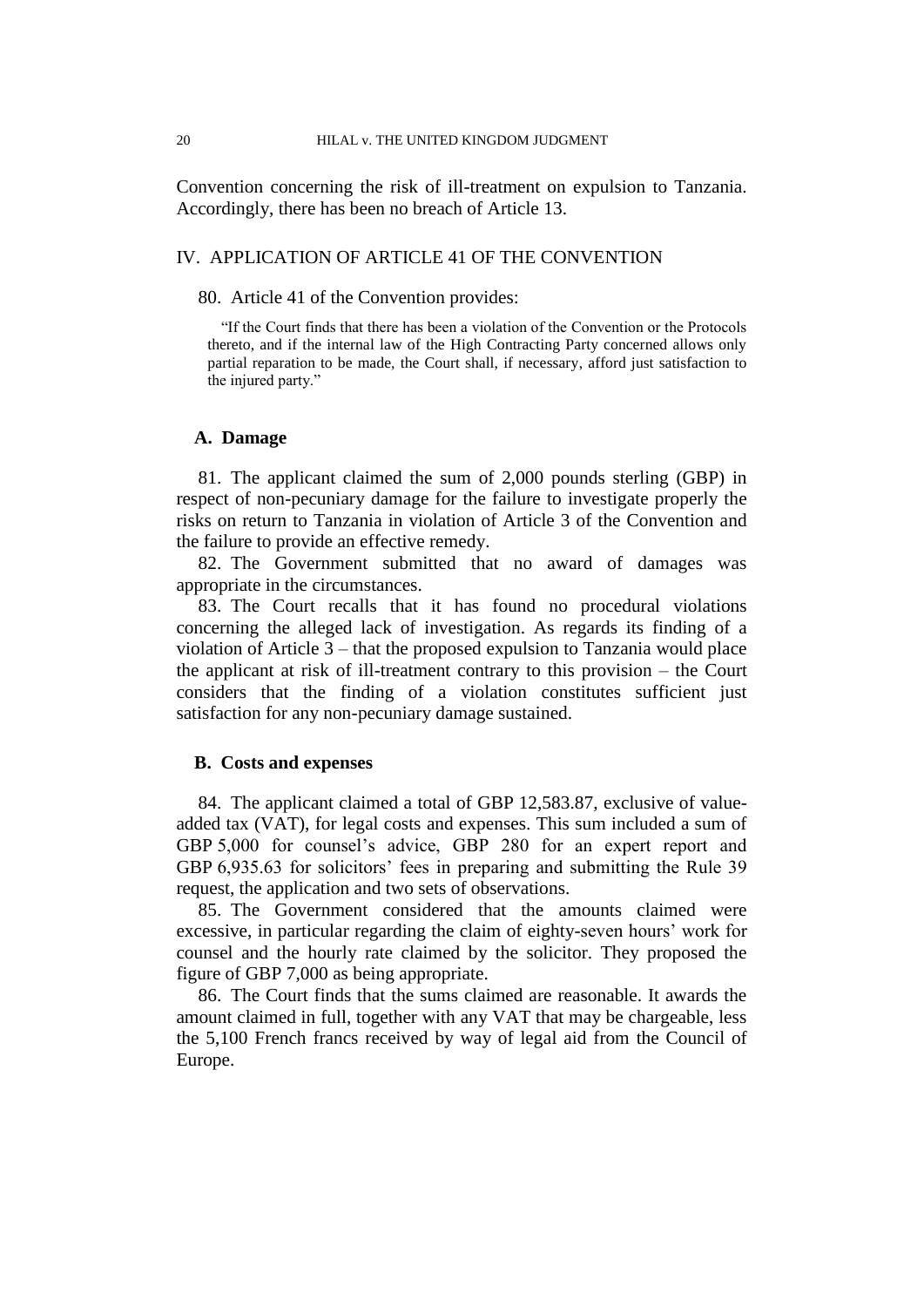Convention concerning the risk of ill-treatment on expulsion to Tanzania. Accordingly, there has been no breach of Article 13.

## IV. APPLICATION OF ARTICLE 41 OF THE CONVENTION

80. Article 41 of the Convention provides:

> "If the Court finds that there has been a violation of the Convention or the Protocols thereto, and if the internal law of the High Contracting Party concerned allows only partial reparation to be made, the Court shall, if necessary, afford just satisfaction to the injured party."

### A. Damage

81. The applicant claimed the sum of 2,000 pounds sterling (GBP) in respect of non-pecuniary damage for the failure to investigate properly the risks on return to Tanzania in violation of Article 3 of the Convention and the failure to provide an effective remedy.

82. The Government submitted that no award of damages was appropriate in the circumstances.

83. The Court recalls that it has found no procedural violations concerning the alleged lack of investigation. As regards its finding of a violation of Article 3 – that the proposed expulsion to Tanzania would place the applicant at risk of ill-treatment contrary to this provision – the Court considers that the finding of a violation constitutes sufficient just satisfaction for any non-pecuniary damage sustained.

### B. Costs and expenses

84. The applicant claimed a total of GBP 12,583.87, exclusive of value-added tax (VAT), for legal costs and expenses. This sum included a sum of GBP 5,000 for counsel's advice, GBP 280 for an expert report and GBP 6,935.63 for solicitors' fees in preparing and submitting the Rule 39 request, the application and two sets of observations.

85. The Government considered that the amounts claimed were excessive, in particular regarding the claim of eighty-seven hours' work for counsel and the hourly rate claimed by the solicitor. They proposed the figure of GBP 7,000 as being appropriate.

86. The Court finds that the sums claimed are reasonable. It awards the amount claimed in full, together with any VAT that may be chargeable, less the 5,100 French francs received by way of legal aid from the Council of Europe.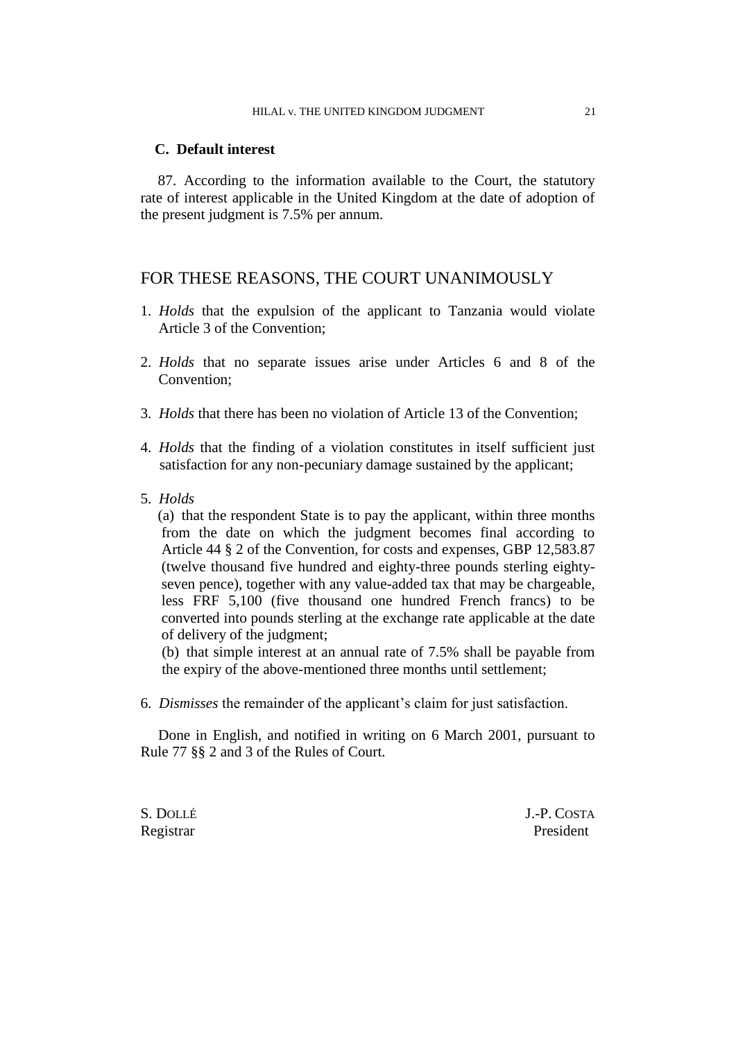### C. Default interest

87. According to the information available to the Court, the statutory rate of interest applicable in the United Kingdom at the date of adoption of the present judgment is 7.5% per annum.

## FOR THESE REASONS, THE COURT UNANIMOUSLY

1. *Holds* that the expulsion of the applicant to Tanzania would violate Article 3 of the Convention;

2. *Holds* that no separate issues arise under Articles 6 and 8 of the Convention;

3. *Holds* that there has been no violation of Article 13 of the Convention;

4. *Holds* that the finding of a violation constitutes in itself sufficient just satisfaction for any non-pecuniary damage sustained by the applicant;

5. *Holds*

   (a) that the respondent State is to pay the applicant, within three months from the date on which the judgment becomes final according to Article 44 § 2 of the Convention, for costs and expenses, GBP 12,583.87 (twelve thousand five hundred and eighty-three pounds sterling eighty-seven pence), together with any value-added tax that may be chargeable, less FRF 5,100 (five thousand one hundred French francs) to be converted into pounds sterling at the exchange rate applicable at the date of delivery of the judgment;

   (b) that simple interest at an annual rate of 7.5% shall be payable from the expiry of the above-mentioned three months until settlement;

6. *Dismisses* the remainder of the applicant's claim for just satisfaction.

Done in English, and notified in writing on 6 March 2001, pursuant to Rule 77 §§ 2 and 3 of the Rules of Court.

S. DOLLÉ  
Registrar

J.-P. COSTA  
President